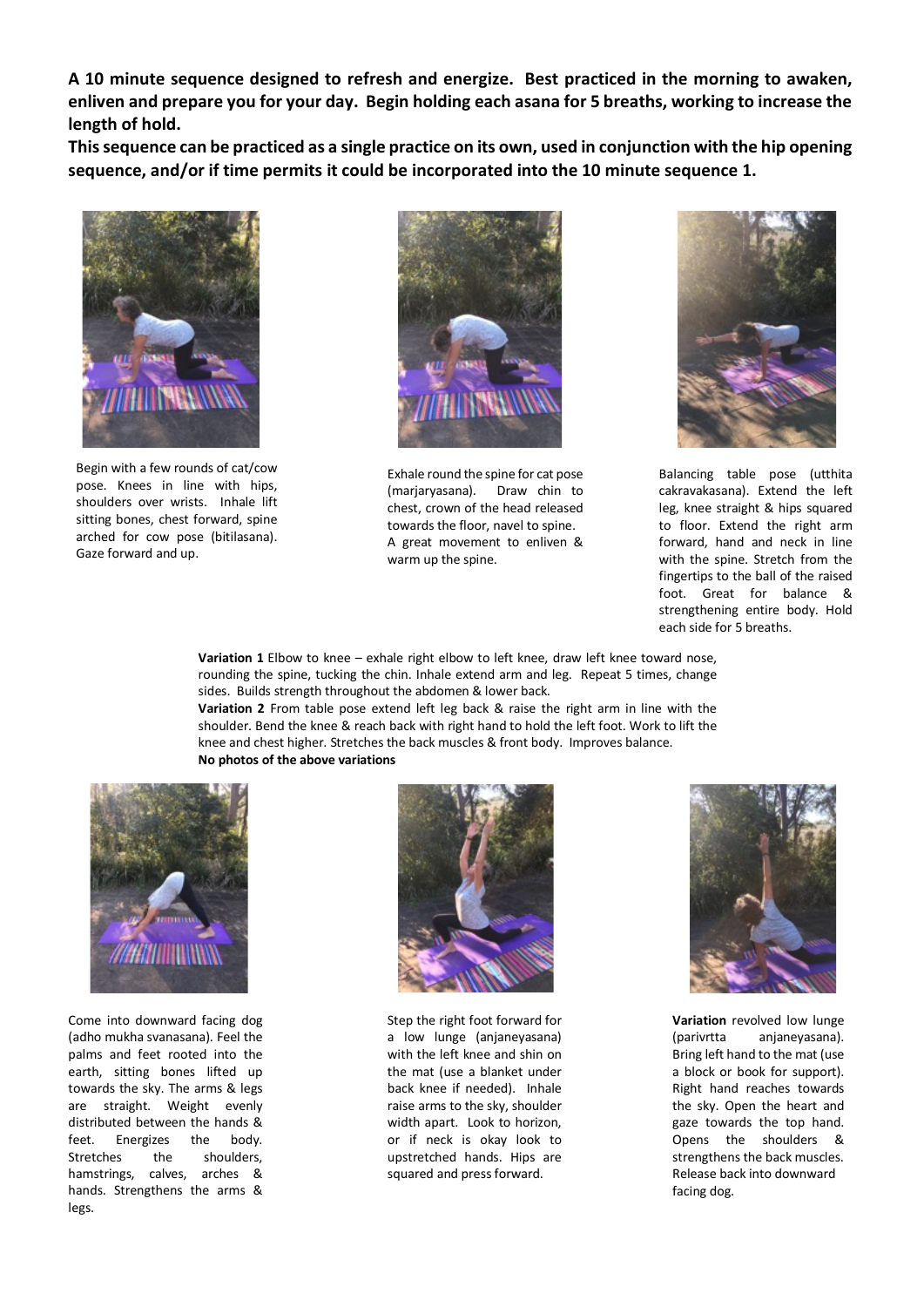**A 10 minute sequence designed to refresh and energize. Best practiced in the morning to awaken, enliven and prepare you for your day. Begin holding each asana for 5 breaths, working to increase the length of hold.**

**This sequence can be practiced as a single practice on its own, used in conjunction with the hip opening sequence, and/or if time permits it could be incorporated into the 10 minute sequence 1.**

Begin with a few rounds of cat/cow pose. Knees in line with hips, shoulders over wrists. Inhale lift sitting bones, chest forward, spine arched for cow pose (bitilasana). Gaze forward and up.

Exhale round the spine for cat pose (marjaryasana). Draw chin to chest, crown of the head released towards the floor, navel to spine. A great movement to enliven & warm up the spine.

Balancing table pose (utthita cakravakasana). Extend the left leg, knee straight & hips squared to floor. Extend the right arm forward, hand and neck in line with the spine. Stretch from the fingertips to the ball of the raised foot. Great for balance & strengthening entire body. Hold each side for 5 breaths.

**Variation 1** Elbow to knee – exhale right elbow to left knee, draw left knee toward nose, rounding the spine, tucking the chin. Inhale extend arm and leg. Repeat 5 times, change sides. Builds strength throughout the abdomen & lower back.

**Variation 2** From table pose extend left leg back & raise the right arm in line with the shoulder. Bend the knee & reach back with right hand to hold the left foot. Work to lift the knee and chest higher. Stretches the back muscles & front body. Improves balance.

**No photos of the above variations**

Come into downward facing dog (adho mukha svanasana). Feel the palms and feet rooted into the earth, sitting bones lifted up towards the sky. The arms & legs are straight. Weight evenly distributed between the hands & feet. Energizes the body. Stretches the shoulders, hamstrings, calves, arches & hands. Strengthens the arms & legs.

Step the right foot forward for a low lunge (anjaneyasana) with the left knee and shin on the mat (use a blanket under back knee if needed). Inhale raise arms to the sky, shoulder width apart. Look to horizon, or if neck is okay look to upstretched hands. Hips are squared and press forward.

**Variation** revolved low lunge (parivrtta anjaneyasana). Bring left hand to the mat (use a block or book for support). Right hand reaches towards the sky. Open the heart and gaze towards the top hand. Opens the shoulders & strengthens the back muscles. Release back into downward facing dog.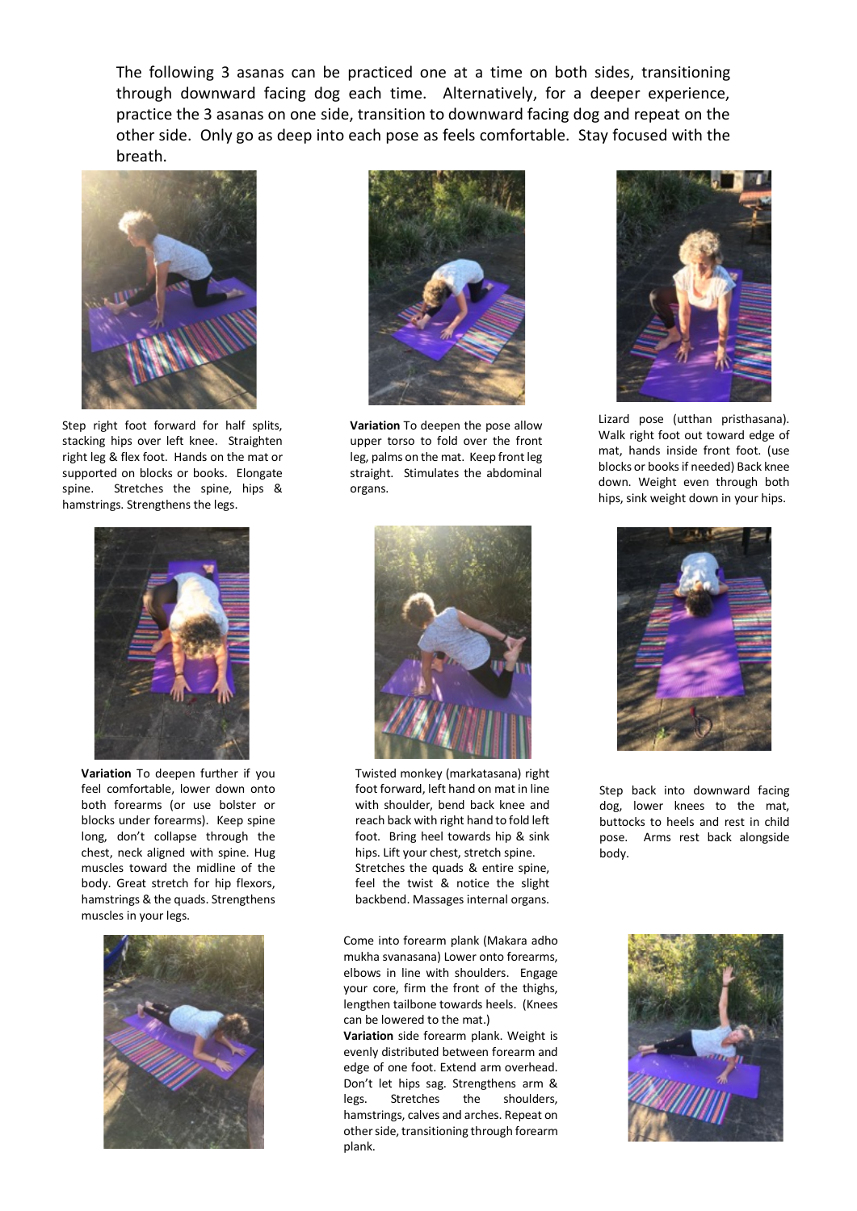The following 3 asanas can be practiced one at a time on both sides, transitioning through downward facing dog each time. Alternatively, for a deeper experience, practice the 3 asanas on one side, transition to downward facing dog and repeat on the other side. Only go as deep into each pose as feels comfortable. Stay focused with the breath.

Step right foot forward for half splits, stacking hips over left knee. Straighten right leg & flex foot. Hands on the mat or supported on blocks or books. Elongate spine. Stretches the spine, hips & hamstrings. Strengthens the legs.

**Variation** To deepen the pose allow upper torso to fold over the front leg, palms on the mat. Keep front leg straight. Stimulates the abdominal organs.

Lizard pose (utthan pristhasana). Walk right foot out toward edge of mat, hands inside front foot. (use blocks or books if needed) Back knee down. Weight even through both hips, sink weight down in your hips.

**Variation** To deepen further if you feel comfortable, lower down onto both forearms (or use bolster or blocks under forearms). Keep spine long, don't collapse through the chest, neck aligned with spine. Hug muscles toward the midline of the body. Great stretch for hip flexors, hamstrings & the quads. Strengthens muscles in your legs.

Twisted monkey (markatasana) right foot forward, left hand on mat in line with shoulder, bend back knee and reach back with right hand to fold left foot. Bring heel towards hip & sink hips. Lift your chest, stretch spine. Stretches the quads & entire spine, feel the twist & notice the slight backbend. Massages internal organs.

Step back into downward facing dog, lower knees to the mat, buttocks to heels and rest in child pose. Arms rest back alongside body.

Come into forearm plank (Makara adho mukha svanasana) Lower onto forearms, elbows in line with shoulders. Engage your core, firm the front of the thighs, lengthen tailbone towards heels. (Knees can be lowered to the mat.)

**Variation** side forearm plank. Weight is evenly distributed between forearm and edge of one foot. Extend arm overhead. Don't let hips sag. Strengthens arm & legs. Stretches the shoulders, hamstrings, calves and arches. Repeat on other side, transitioning through forearm plank.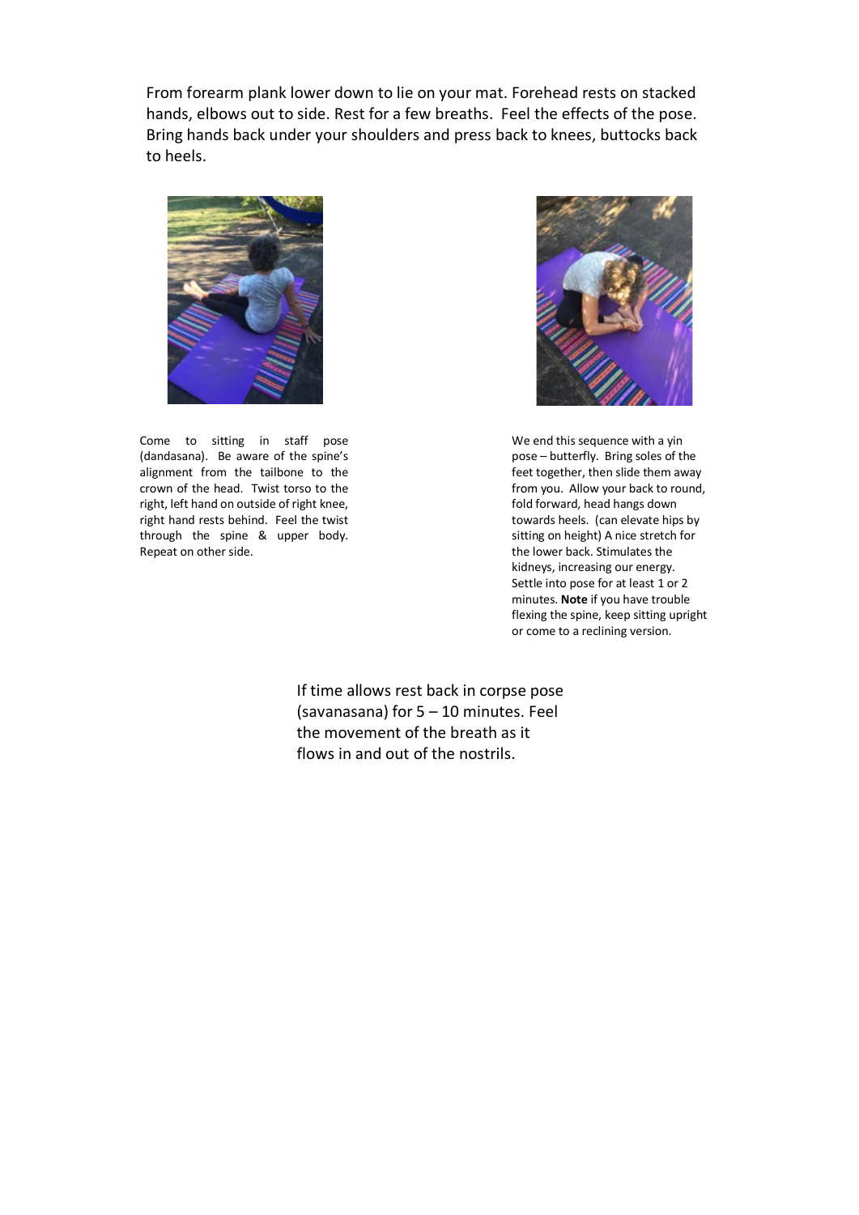From forearm plank lower down to lie on your mat. Forehead rests on stacked hands, elbows out to side. Rest for a few breaths. Feel the effects of the pose. Bring hands back under your shoulders and press back to knees, buttocks back to heels.

Come to sitting in staff pose (dandasana). Be aware of the spine's alignment from the tailbone to the crown of the head. Twist torso to the right, left hand on outside of right knee, right hand rests behind. Feel the twist through the spine & upper body. Repeat on other side.

We end this sequence with a yin pose – butterfly. Bring soles of the feet together, then slide them away from you. Allow your back to round, fold forward, head hangs down towards heels. (can elevate hips by sitting on height) A nice stretch for the lower back. Stimulates the kidneys, increasing our energy. Settle into pose for at least 1 or 2 minutes. **Note** if you have trouble flexing the spine, keep sitting upright or come to a reclining version.

If time allows rest back in corpse pose (savanasana) for 5 – 10 minutes. Feel the movement of the breath as it flows in and out of the nostrils.